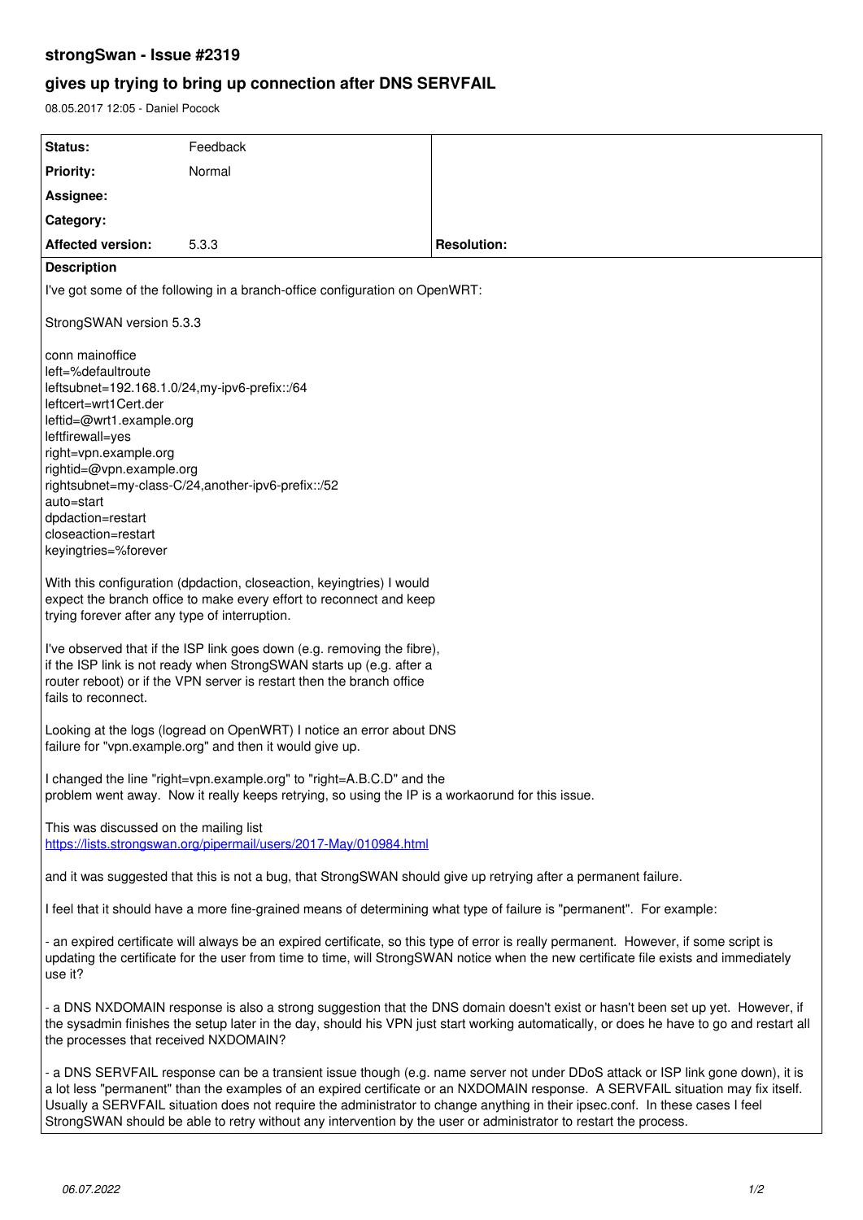# strongSwan - Issue #2319

## gives up trying to bring up connection after DNS SERVFAIL

08.05.2017 12:05 - Daniel Pocock

| | | |
|---|---|---|
| **Status:** | Feedback | |
| **Priority:** | Normal | |
| **Assignee:** | | |
| **Category:** | | |
| **Affected version:** | 5.3.3 | **Resolution:** |

**Description**

I've got some of the following in a branch-office configuration on OpenWRT:

StrongSWAN version 5.3.3

```
conn mainoffice
left=%defaultroute
leftsubnet=192.168.1.0/24,my-ipv6-prefix::/64
leftcert=wrt1Cert.der
leftid=@wrt1.example.org
leftfirewall=yes
right=vpn.example.org
rightid=@vpn.example.org
rightsubnet=my-class-C/24,another-ipv6-prefix::/52
auto=start
dpdaction=restart
closeaction=restart
keyingtries=%forever
```

With this configuration (dpdaction, closeaction, keyingtries) I would expect the branch office to make every effort to reconnect and keep trying forever after any type of interruption.

I've observed that if the ISP link goes down (e.g. removing the fibre), if the ISP link is not ready when StrongSWAN starts up (e.g. after a router reboot) or if the VPN server is restart then the branch office fails to reconnect.

Looking at the logs (logread on OpenWRT) I notice an error about DNS failure for "vpn.example.org" and then it would give up.

I changed the line "right=vpn.example.org" to "right=A.B.C.D" and the problem went away. Now it really keeps retrying, so using the IP is a workaorund for this issue.

This was discussed on the mailing list
https://lists.strongswan.org/pipermail/users/2017-May/010984.html

and it was suggested that this is not a bug, that StrongSWAN should give up retrying after a permanent failure.

I feel that it should have a more fine-grained means of determining what type of failure is "permanent". For example:

- an expired certificate will always be an expired certificate, so this type of error is really permanent. However, if some script is updating the certificate for the user from time to time, will StrongSWAN notice when the new certificate file exists and immediately use it?

- a DNS NXDOMAIN response is also a strong suggestion that the DNS domain doesn't exist or hasn't been set up yet. However, if the sysadmin finishes the setup later in the day, should his VPN just start working automatically, or does he have to go and restart all the processes that received NXDOMAIN?

- a DNS SERVFAIL response can be a transient issue though (e.g. name server not under DDoS attack or ISP link gone down), it is a lot less "permanent" than the examples of an expired certificate or an NXDOMAIN response. A SERVFAIL situation may fix itself. Usually a SERVFAIL situation does not require the administrator to change anything in their ipsec.conf. In these cases I feel StrongSWAN should be able to retry without any intervention by the user or administrator to restart the process.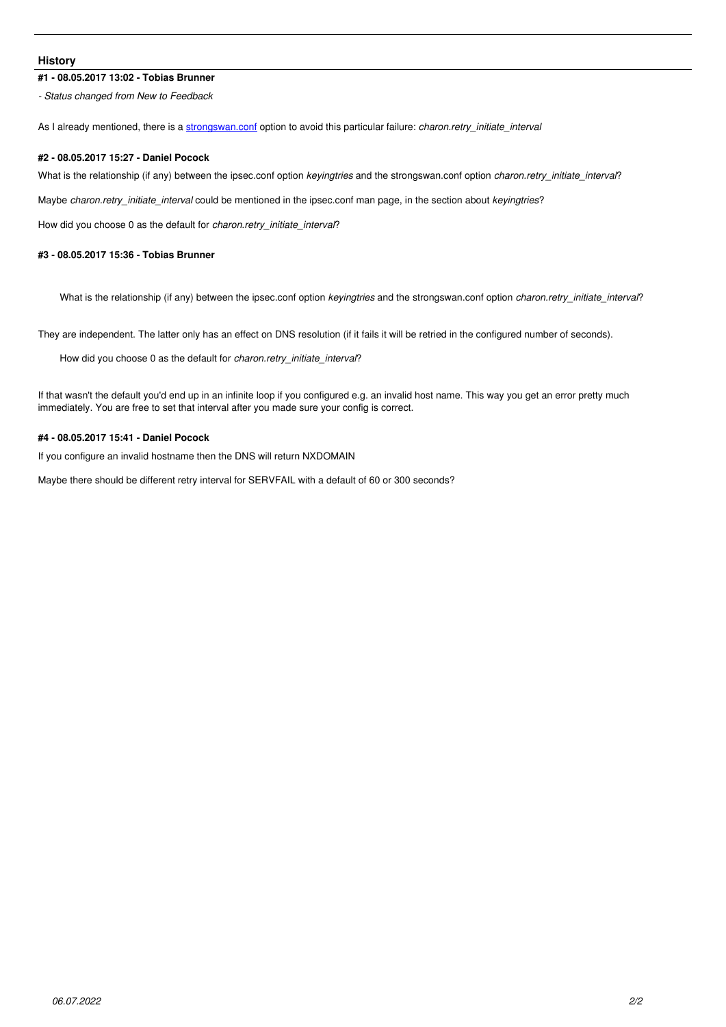## History

#### #1 - 08.05.2017 13:02 - Tobias Brunner

*- Status changed from New to Feedback*

As I already mentioned, there is a strongswan.conf option to avoid this particular failure: *charon.retry_initiate_interval*

#### #2 - 08.05.2017 15:27 - Daniel Pocock

What is the relationship (if any) between the ipsec.conf option *keyingtries* and the strongswan.conf option *charon.retry_initiate_interval*?

Maybe *charon.retry_initiate_interval* could be mentioned in the ipsec.conf man page, in the section about *keyingtries*?

How did you choose 0 as the default for *charon.retry_initiate_interval*?

#### #3 - 08.05.2017 15:36 - Tobias Brunner

> What is the relationship (if any) between the ipsec.conf option *keyingtries* and the strongswan.conf option *charon.retry_initiate_interval*?

They are independent. The latter only has an effect on DNS resolution (if it fails it will be retried in the configured number of seconds).

> How did you choose 0 as the default for *charon.retry_initiate_interval*?

If that wasn't the default you'd end up in an infinite loop if you configured e.g. an invalid host name. This way you get an error pretty much immediately. You are free to set that interval after you made sure your config is correct.

#### #4 - 08.05.2017 15:41 - Daniel Pocock

If you configure an invalid hostname then the DNS will return NXDOMAIN

Maybe there should be different retry interval for SERVFAIL with a default of 60 or 300 seconds?